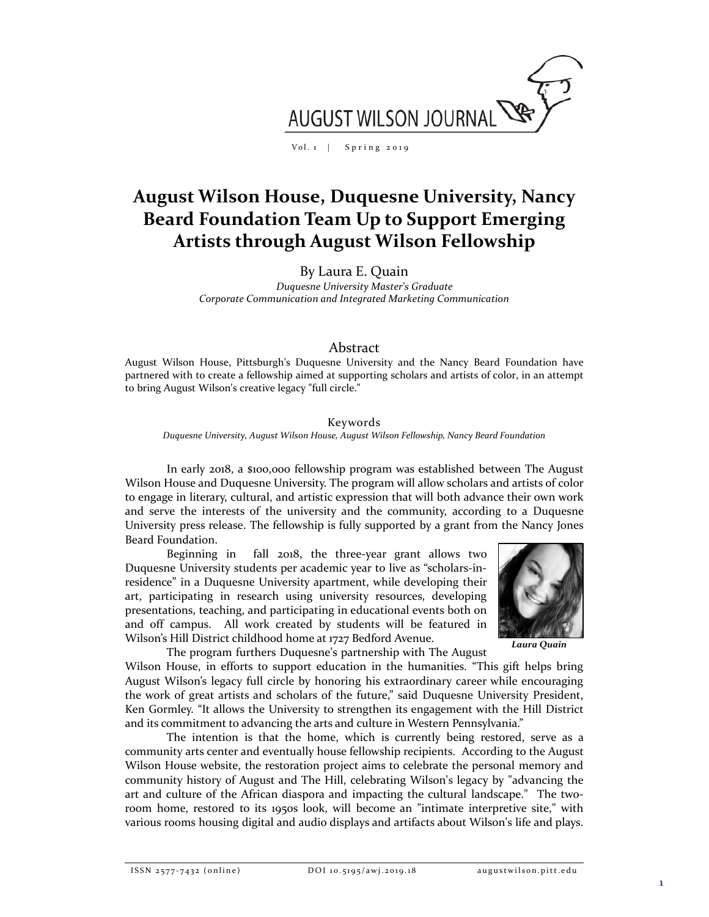# August Wilson House, Duquesne University, Nancy Beard Foundation Team Up to Support Emerging Artists through August Wilson Fellowship

By Laura E. Quain

*Duquesne University Master's Graduate*
*Corporate Communication and Integrated Marketing Communication*

## Abstract

August Wilson House, Pittsburgh's Duquesne University and the Nancy Beard Foundation have partnered with to create a fellowship aimed at supporting scholars and artists of color, in an attempt to bring August Wilson's creative legacy "full circle."

### Keywords

*Duquesne University, August Wilson House, August Wilson Fellowship, Nancy Beard Foundation*

In early 2018, a $100,000 fellowship program was established between The August Wilson House and Duquesne University. The program will allow scholars and artists of color to engage in literary, cultural, and artistic expression that will both advance their own work and serve the interests of the university and the community, according to a Duquesne University press release. The fellowship is fully supported by a grant from the Nancy Jones Beard Foundation.

Beginning in fall 2018, the three-year grant allows two Duquesne University students per academic year to live as "scholars-in-residence" in a Duquesne University apartment, while developing their art, participating in research using university resources, developing presentations, teaching, and participating in educational events both on and off campus. All work created by students will be featured in Wilson's Hill District childhood home at 1727 Bedford Avenue.

*Laura Quain*

The program furthers Duquesne's partnership with The August Wilson House, in efforts to support education in the humanities. "This gift helps bring August Wilson's legacy full circle by honoring his extraordinary career while encouraging the work of great artists and scholars of the future," said Duquesne University President, Ken Gormley. "It allows the University to strengthen its engagement with the Hill District and its commitment to advancing the arts and culture in Western Pennsylvania."

The intention is that the home, which is currently being restored, serve as a community arts center and eventually house fellowship recipients. According to the August Wilson House website, the restoration project aims to celebrate the personal memory and community history of August and The Hill, celebrating Wilson's legacy by "advancing the art and culture of the African diaspora and impacting the cultural landscape." The two-room home, restored to its 1950s look, will become an "intimate interpretive site," with various rooms housing digital and audio displays and artifacts about Wilson's life and plays.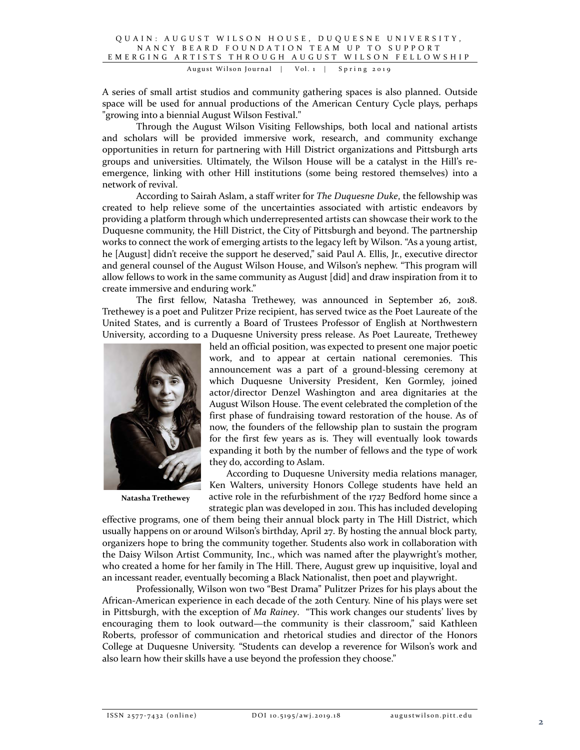A series of small artist studios and community gathering spaces is also planned. Outside space will be used for annual productions of the American Century Cycle plays, perhaps "growing into a biennial August Wilson Festival."

Through the August Wilson Visiting Fellowships, both local and national artists and scholars will be provided immersive work, research, and community exchange opportunities in return for partnering with Hill District organizations and Pittsburgh arts groups and universities. Ultimately, the Wilson House will be a catalyst in the Hill's re-emergence, linking with other Hill institutions (some being restored themselves) into a network of revival.

According to Sairah Aslam, a staff writer for *The Duquesne Duke*, the fellowship was created to help relieve some of the uncertainties associated with artistic endeavors by providing a platform through which underrepresented artists can showcase their work to the Duquesne community, the Hill District, the City of Pittsburgh and beyond. The partnership works to connect the work of emerging artists to the legacy left by Wilson. "As a young artist, he [August] didn't receive the support he deserved," said Paul A. Ellis, Jr., executive director and general counsel of the August Wilson House, and Wilson's nephew. "This program will allow fellows to work in the same community as August [did] and draw inspiration from it to create immersive and enduring work."

The first fellow, Natasha Trethewey, was announced in September 26, 2018. Trethewey is a poet and Pulitzer Prize recipient, has served twice as the Poet Laureate of the United States, and is currently a Board of Trustees Professor of English at Northwestern University, according to a Duquesne University press release. As Poet Laureate, Trethewey held an official position, was expected to present one major poetic work, and to appear at certain national ceremonies. This announcement was a part of a ground-blessing ceremony at which Duquesne University President, Ken Gormley, joined actor/director Denzel Washington and area dignitaries at the August Wilson House. The event celebrated the completion of the first phase of fundraising toward restoration of the house. As of now, the founders of the fellowship plan to sustain the program for the first few years as is. They will eventually look towards expanding it both by the number of fellows and the type of work they do, according to Aslam.

**Natasha Trethewey**

According to Duquesne University media relations manager, Ken Walters, university Honors College students have held an active role in the refurbishment of the 1727 Bedford home since a strategic plan was developed in 2011. This has included developing effective programs, one of them being their annual block party in The Hill District, which usually happens on or around Wilson's birthday, April 27. By hosting the annual block party, organizers hope to bring the community together. Students also work in collaboration with the Daisy Wilson Artist Community, Inc., which was named after the playwright's mother, who created a home for her family in The Hill. There, August grew up inquisitive, loyal and an incessant reader, eventually becoming a Black Nationalist, then poet and playwright.

Professionally, Wilson won two "Best Drama" Pulitzer Prizes for his plays about the African-American experience in each decade of the 20th Century. Nine of his plays were set in Pittsburgh, with the exception of *Ma Rainey*. "This work changes our students' lives by encouraging them to look outward—the community is their classroom," said Kathleen Roberts, professor of communication and rhetorical studies and director of the Honors College at Duquesne University. "Students can develop a reverence for Wilson's work and also learn how their skills have a use beyond the profession they choose."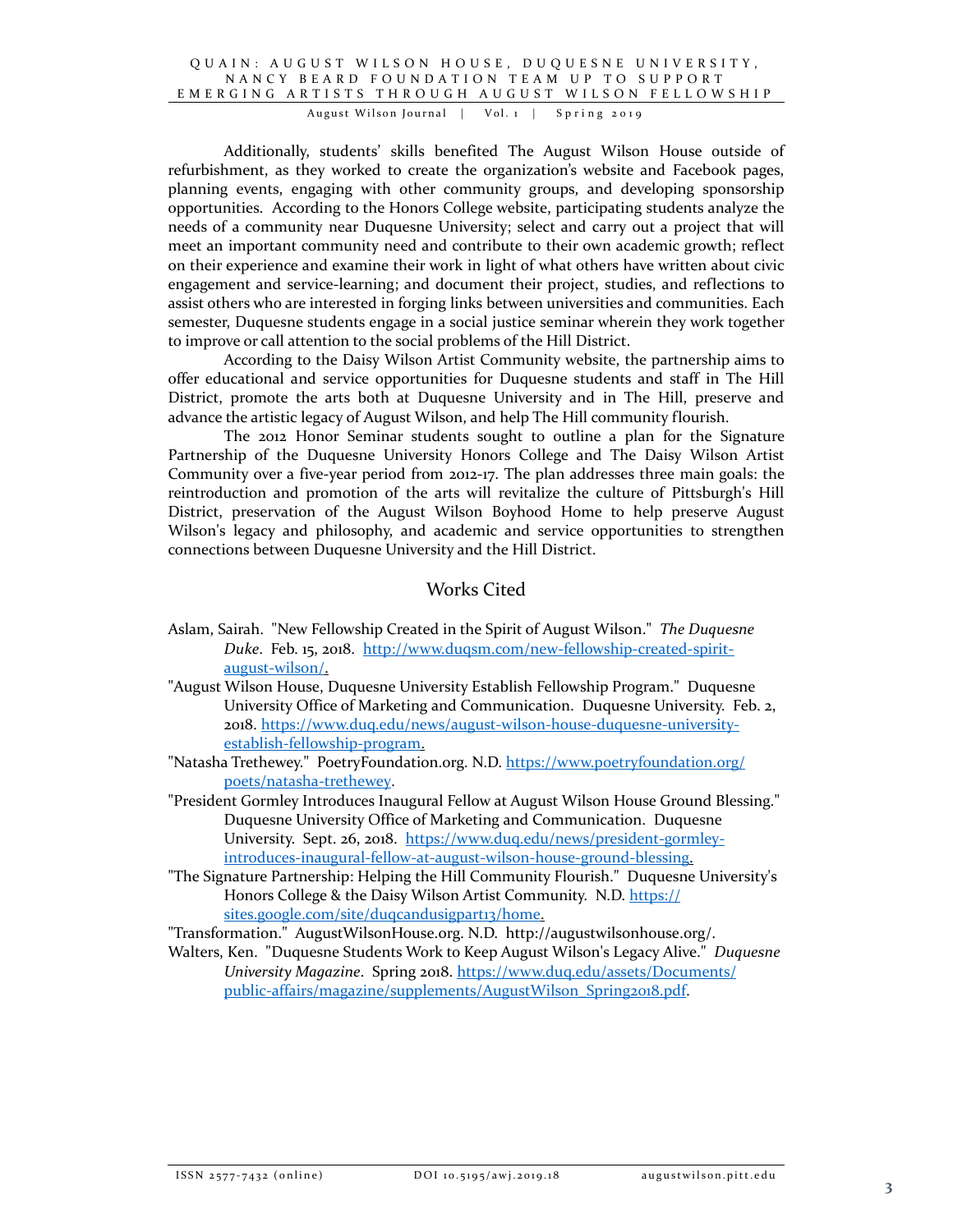Additionally, students' skills benefited The August Wilson House outside of refurbishment, as they worked to create the organization's website and Facebook pages, planning events, engaging with other community groups, and developing sponsorship opportunities. According to the Honors College website, participating students analyze the needs of a community near Duquesne University; select and carry out a project that will meet an important community need and contribute to their own academic growth; reflect on their experience and examine their work in light of what others have written about civic engagement and service-learning; and document their project, studies, and reflections to assist others who are interested in forging links between universities and communities. Each semester, Duquesne students engage in a social justice seminar wherein they work together to improve or call attention to the social problems of the Hill District.

According to the Daisy Wilson Artist Community website, the partnership aims to offer educational and service opportunities for Duquesne students and staff in The Hill District, promote the arts both at Duquesne University and in The Hill, preserve and advance the artistic legacy of August Wilson, and help The Hill community flourish.

The 2012 Honor Seminar students sought to outline a plan for the Signature Partnership of the Duquesne University Honors College and The Daisy Wilson Artist Community over a five-year period from 2012-17. The plan addresses three main goals: the reintroduction and promotion of the arts will revitalize the culture of Pittsburgh's Hill District, preservation of the August Wilson Boyhood Home to help preserve August Wilson's legacy and philosophy, and academic and service opportunities to strengthen connections between Duquesne University and the Hill District.

## Works Cited

Aslam, Sairah. "New Fellowship Created in the Spirit of August Wilson." *The Duquesne Duke*. Feb. 15, 2018. http://www.duqsm.com/new-fellowship-created-spirit-august-wilson/.

"August Wilson House, Duquesne University Establish Fellowship Program." Duquesne University Office of Marketing and Communication. Duquesne University. Feb. 2, 2018. https://www.duq.edu/news/august-wilson-house-duquesne-university-establish-fellowship-program.

"Natasha Trethewey." PoetryFoundation.org. N.D. https://www.poetryfoundation.org/poets/natasha-trethewey.

"President Gormley Introduces Inaugural Fellow at August Wilson House Ground Blessing." Duquesne University Office of Marketing and Communication. Duquesne University. Sept. 26, 2018. https://www.duq.edu/news/president-gormley-introduces-inaugural-fellow-at-august-wilson-house-ground-blessing.

"The Signature Partnership: Helping the Hill Community Flourish." Duquesne University's Honors College & the Daisy Wilson Artist Community. N.D. https://sites.google.com/site/duqcandusigpart13/home.

"Transformation." AugustWilsonHouse.org. N.D. http://augustwilsonhouse.org/.

Walters, Ken. "Duquesne Students Work to Keep August Wilson's Legacy Alive." *Duquesne University Magazine*. Spring 2018. https://www.duq.edu/assets/Documents/public-affairs/magazine/supplements/AugustWilson_Spring2018.pdf.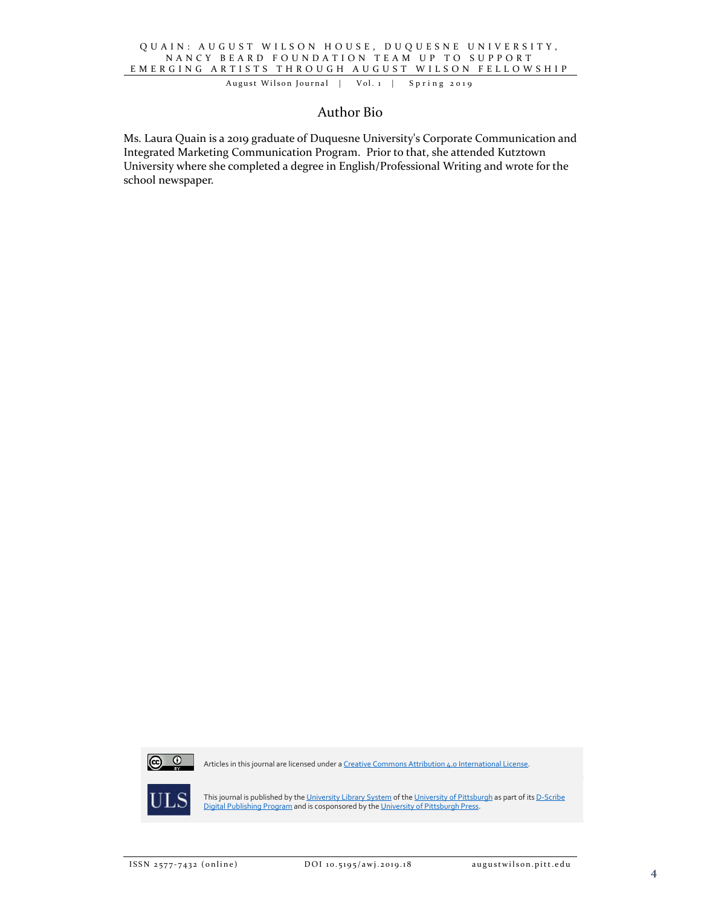## Author Bio

Ms. Laura Quain is a 2019 graduate of Duquesne University's Corporate Communication and Integrated Marketing Communication Program. Prior to that, she attended Kutztown University where she completed a degree in English/Professional Writing and wrote for the school newspaper.

Articles in this journal are licensed under a Creative Commons Attribution 4.0 International License.

This journal is published by the University Library System of the University of Pittsburgh as part of its D-Scribe Digital Publishing Program and is cosponsored by the University of Pittsburgh Press.